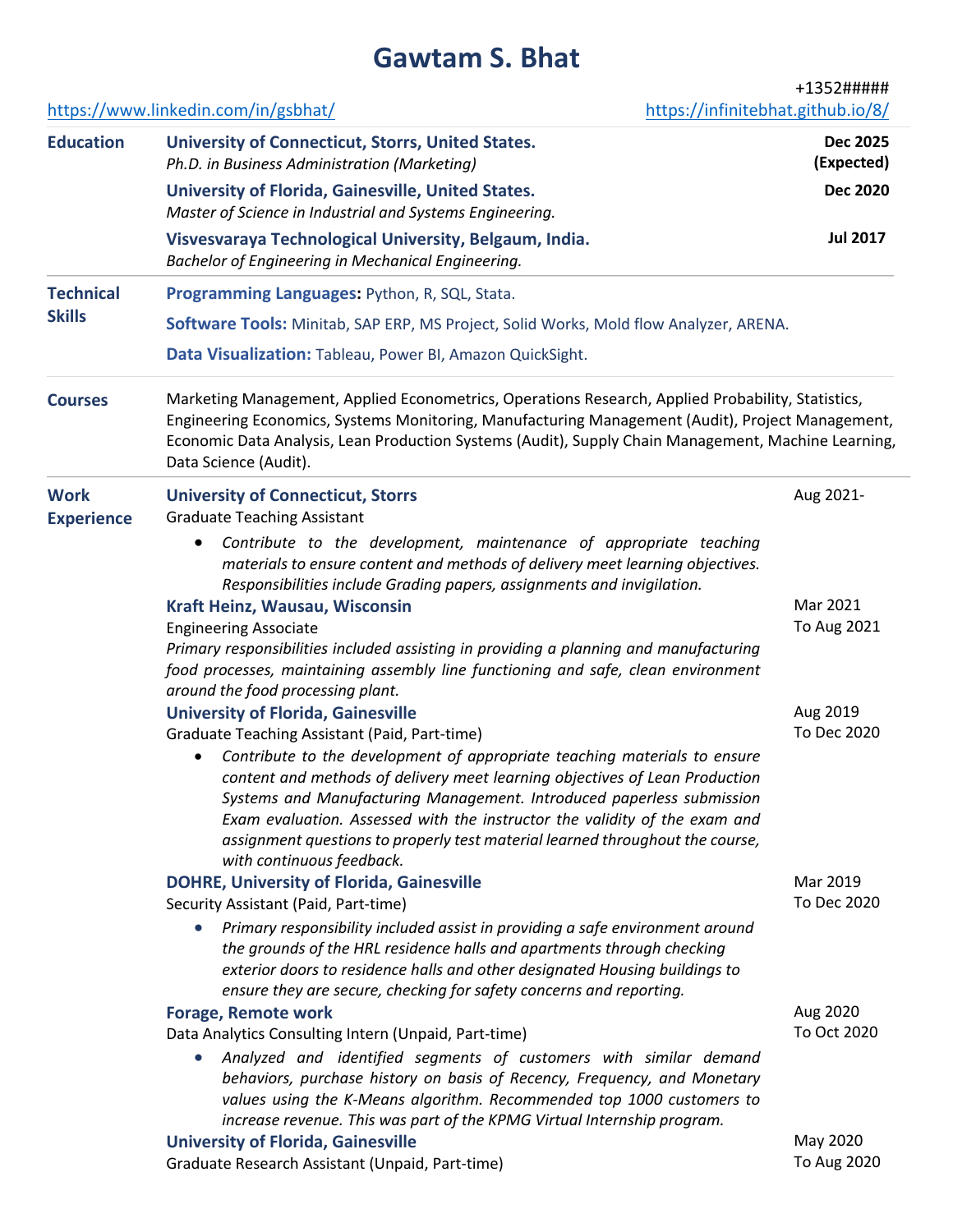# Gawtam S. Bhat

+1352#####

https://www.linkedin.com/in/gsbhat/ https://infinitebhat.github.io/8/

## Education

**University of Connecticut, Storrs, United States.** — **Dec 2025 (Expected)**
*Ph.D. in Business Administration (Marketing)*

**University of Florida, Gainesville, United States.** — **Dec 2020**
*Master of Science in Industrial and Systems Engineering.*

**Visvesvaraya Technological University, Belgaum, India.** — **Jul 2017**
*Bachelor of Engineering in Mechanical Engineering.*

## Technical Skills

**Programming Languages:** Python, R, SQL, Stata.

**Software Tools:** Minitab, SAP ERP, MS Project, Solid Works, Mold flow Analyzer, ARENA.

**Data Visualization:** Tableau, Power BI, Amazon QuickSight.

## Courses

Marketing Management, Applied Econometrics, Operations Research, Applied Probability, Statistics, Engineering Economics, Systems Monitoring, Manufacturing Management (Audit), Project Management, Economic Data Analysis, Lean Production Systems (Audit), Supply Chain Management, Machine Learning, Data Science (Audit).

## Work Experience

**University of Connecticut, Storrs** — Aug 2021-
Graduate Teaching Assistant

- *Contribute to the development, maintenance of appropriate teaching materials to ensure content and methods of delivery meet learning objectives. Responsibilities include Grading papers, assignments and invigilation.*

**Kraft Heinz, Wausau, Wisconsin** — Mar 2021 To Aug 2021
Engineering Associate
*Primary responsibilities included assisting in providing a planning and manufacturing food processes, maintaining assembly line functioning and safe, clean environment around the food processing plant.*

**University of Florida, Gainesville** — Aug 2019 To Dec 2020
Graduate Teaching Assistant (Paid, Part-time)

- *Contribute to the development of appropriate teaching materials to ensure content and methods of delivery meet learning objectives of Lean Production Systems and Manufacturing Management. Introduced paperless submission Exam evaluation. Assessed with the instructor the validity of the exam and assignment questions to properly test material learned throughout the course, with continuous feedback.*

**DOHRE, University of Florida, Gainesville** — Mar 2019 To Dec 2020
Security Assistant (Paid, Part-time)

- *Primary responsibility included assist in providing a safe environment around the grounds of the HRL residence halls and apartments through checking exterior doors to residence halls and other designated Housing buildings to ensure they are secure, checking for safety concerns and reporting.*

**Forage, Remote work** — Aug 2020 To Oct 2020
Data Analytics Consulting Intern (Unpaid, Part-time)

- *Analyzed and identified segments of customers with similar demand behaviors, purchase history on basis of Recency, Frequency, and Monetary values using the K-Means algorithm. Recommended top 1000 customers to increase revenue. This was part of the KPMG Virtual Internship program.*

**University of Florida, Gainesville** — May 2020 To Aug 2020
Graduate Research Assistant (Unpaid, Part-time)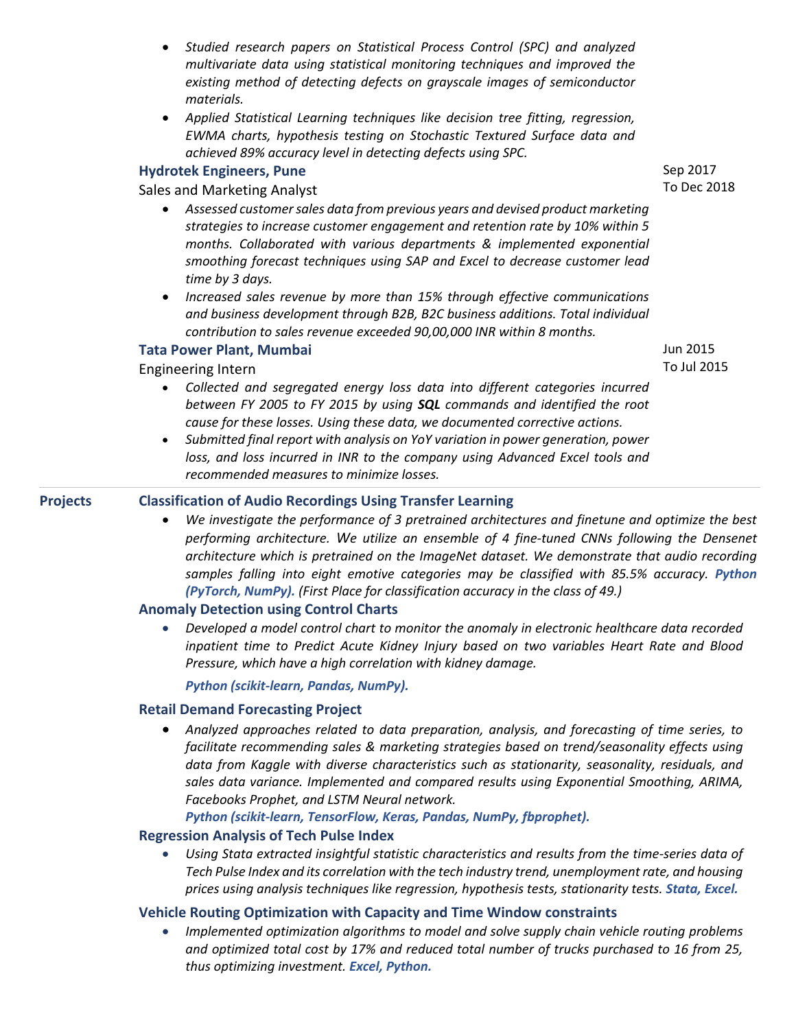- *Studied research papers on Statistical Process Control (SPC) and analyzed multivariate data using statistical monitoring techniques and improved the existing method of detecting defects on grayscale images of semiconductor materials.*
- *Applied Statistical Learning techniques like decision tree fitting, regression, EWMA charts, hypothesis testing on Stochastic Textured Surface data and achieved 89% accuracy level in detecting defects using SPC.*

**Hydrotek Engineers, Pune** — Sep 2017 To Dec 2018

Sales and Marketing Analyst

- *Assessed customer sales data from previous years and devised product marketing strategies to increase customer engagement and retention rate by 10% within 5 months. Collaborated with various departments & implemented exponential smoothing forecast techniques using SAP and Excel to decrease customer lead time by 3 days.*
- *Increased sales revenue by more than 15% through effective communications and business development through B2B, B2C business additions. Total individual contribution to sales revenue exceeded 90,00,000 INR within 8 months.*

**Tata Power Plant, Mumbai** — Jun 2015 To Jul 2015

Engineering Intern

- *Collected and segregated energy loss data into different categories incurred between FY 2005 to FY 2015 by using **SQL** commands and identified the root cause for these losses. Using these data, we documented corrective actions.*
- *Submitted final report with analysis on YoY variation in power generation, power loss, and loss incurred in INR to the company using Advanced Excel tools and recommended measures to minimize losses.*

## Projects

**Classification of Audio Recordings Using Transfer Learning**

- *We investigate the performance of 3 pretrained architectures and finetune and optimize the best performing architecture. We utilize an ensemble of 4 fine-tuned CNNs following the Densenet architecture which is pretrained on the ImageNet dataset. We demonstrate that audio recording samples falling into eight emotive categories may be classified with 85.5% accuracy.* ***Python (PyTorch, NumPy).*** *(First Place for classification accuracy in the class of 49.)*

**Anomaly Detection using Control Charts**

- *Developed a model control chart to monitor the anomaly in electronic healthcare data recorded inpatient time to Predict Acute Kidney Injury based on two variables Heart Rate and Blood Pressure, which have a high correlation with kidney damage.*

  ***Python (scikit-learn, Pandas, NumPy).***

**Retail Demand Forecasting Project**

- *Analyzed approaches related to data preparation, analysis, and forecasting of time series, to facilitate recommending sales & marketing strategies based on trend/seasonality effects using data from Kaggle with diverse characteristics such as stationarity, seasonality, residuals, and sales data variance. Implemented and compared results using Exponential Smoothing, ARIMA, Facebooks Prophet, and LSTM Neural network.*

  ***Python (scikit-learn, TensorFlow, Keras, Pandas, NumPy, fbprophet).***

**Regression Analysis of Tech Pulse Index**

- *Using Stata extracted insightful statistic characteristics and results from the time-series data of Tech Pulse Index and its correlation with the tech industry trend, unemployment rate, and housing prices using analysis techniques like regression, hypothesis tests, stationarity tests.* ***Stata, Excel.***

**Vehicle Routing Optimization with Capacity and Time Window constraints**

- *Implemented optimization algorithms to model and solve supply chain vehicle routing problems and optimized total cost by 17% and reduced total number of trucks purchased to 16 from 25, thus optimizing investment.* ***Excel, Python.***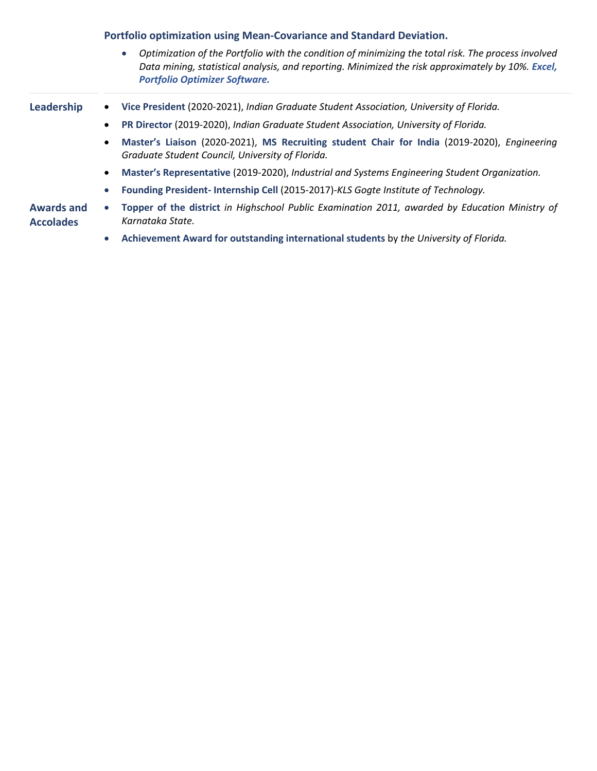### Portfolio optimization using Mean-Covariance and Standard Deviation.

- *Optimization of the Portfolio with the condition of minimizing the total risk. The process involved Data mining, statistical analysis, and reporting. Minimized the risk approximately by 10%.* ***Excel, Portfolio Optimizer Software.***

## Leadership

- **Vice President** (2020-2021), *Indian Graduate Student Association, University of Florida.*
- **PR Director** (2019-2020), *Indian Graduate Student Association, University of Florida.*
- **Master's Liaison** (2020-2021), **MS Recruiting student Chair for India** (2019-2020), *Engineering Graduate Student Council, University of Florida.*
- **Master's Representative** (2019-2020), *Industrial and Systems Engineering Student Organization.*
- **Founding President- Internship Cell** (2015-2017)-*KLS Gogte Institute of Technology.*

## Awards and Accolades

- **Topper of the district** *in Highschool Public Examination 2011, awarded by Education Ministry of Karnataka State.*
- **Achievement Award for outstanding international students** by *the University of Florida.*